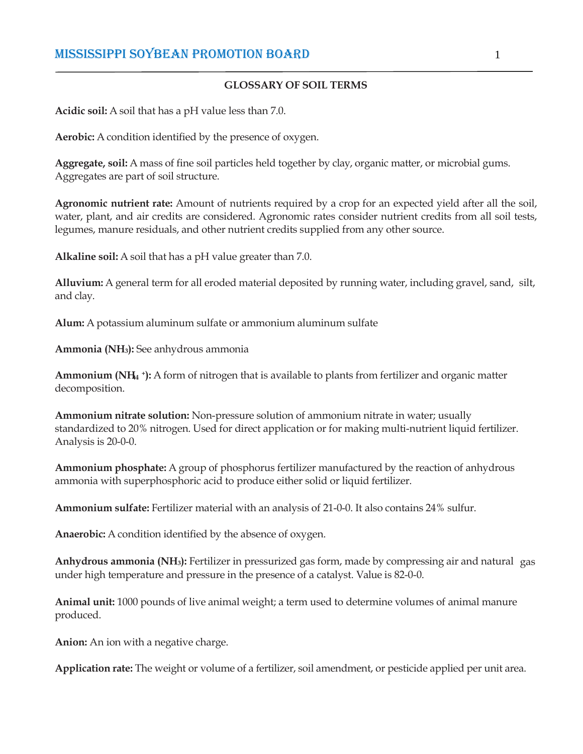## GLOSSARY OF SOIL TERMS

**Acidic soil:** A soil that has a pH value less than 7.0.

**Aerobic:** A condition identified by the presence of oxygen.

**Aggregate, soil:** A mass of fine soil particles held together by clay, organic matter, or microbial gums. Aggregates are part of soil structure.

**Agronomic nutrient rate:** Amount of nutrients required by a crop for an expected yield after all the soil, water, plant, and air credits are considered. Agronomic rates consider nutrient credits from all soil tests, legumes, manure residuals, and other nutrient credits supplied from any other source.

**Alkaline soil:** A soil that has a pH value greater than 7.0.

**Alluvium:** A general term for all eroded material deposited by running water, including gravel, sand, silt, and clay.

**Alum:** A potassium aluminum sulfate or ammonium aluminum sulfate

**Ammonia ($NH_3$):** See anhydrous ammonia

**Ammonium ($NH_4^+$):** A form of nitrogen that is available to plants from fertilizer and organic matter decomposition.

**Ammonium nitrate solution:** Non-pressure solution of ammonium nitrate in water; usually standardized to 20% nitrogen. Used for direct application or for making multi-nutrient liquid fertilizer. Analysis is 20-0-0.

**Ammonium phosphate:** A group of phosphorus fertilizer manufactured by the reaction of anhydrous ammonia with superphosphoric acid to produce either solid or liquid fertilizer.

**Ammonium sulfate:** Fertilizer material with an analysis of 21-0-0. It also contains 24% sulfur.

**Anaerobic:** A condition identified by the absence of oxygen.

**Anhydrous ammonia ($NH_3$):** Fertilizer in pressurized gas form, made by compressing air and natural gas under high temperature and pressure in the presence of a catalyst. Value is 82-0-0.

**Animal unit:** 1000 pounds of live animal weight; a term used to determine volumes of animal manure produced.

**Anion:** An ion with a negative charge.

**Application rate:** The weight or volume of a fertilizer, soil amendment, or pesticide applied per unit area.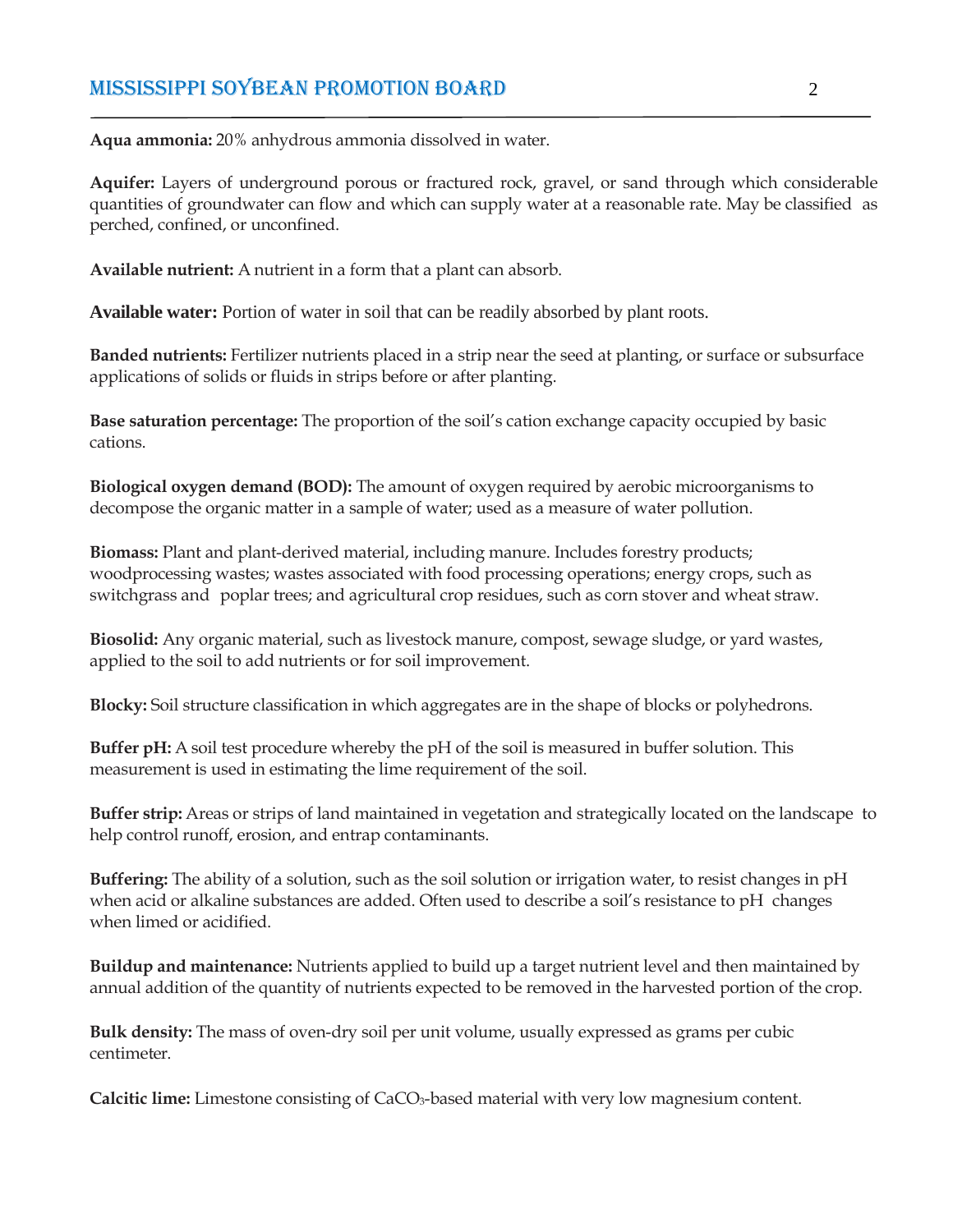**Aqua ammonia:** 20% anhydrous ammonia dissolved in water.

**Aquifer:** Layers of underground porous or fractured rock, gravel, or sand through which considerable quantities of groundwater can flow and which can supply water at a reasonable rate. May be classified as perched, confined, or unconfined.

**Available nutrient:** A nutrient in a form that a plant can absorb.

**Available water:** Portion of water in soil that can be readily absorbed by plant roots.

**Banded nutrients:** Fertilizer nutrients placed in a strip near the seed at planting, or surface or subsurface applications of solids or fluids in strips before or after planting.

**Base saturation percentage:** The proportion of the soil's cation exchange capacity occupied by basic cations.

**Biological oxygen demand (BOD):** The amount of oxygen required by aerobic microorganisms to decompose the organic matter in a sample of water; used as a measure of water pollution.

**Biomass:** Plant and plant-derived material, including manure. Includes forestry products; woodprocessing wastes; wastes associated with food processing operations; energy crops, such as switchgrass and poplar trees; and agricultural crop residues, such as corn stover and wheat straw.

**Biosolid:** Any organic material, such as livestock manure, compost, sewage sludge, or yard wastes, applied to the soil to add nutrients or for soil improvement.

**Blocky:** Soil structure classification in which aggregates are in the shape of blocks or polyhedrons.

**Buffer pH:** A soil test procedure whereby the pH of the soil is measured in buffer solution. This measurement is used in estimating the lime requirement of the soil.

**Buffer strip:** Areas or strips of land maintained in vegetation and strategically located on the landscape to help control runoff, erosion, and entrap contaminants.

**Buffering:** The ability of a solution, such as the soil solution or irrigation water, to resist changes in pH when acid or alkaline substances are added. Often used to describe a soil's resistance to pH changes when limed or acidified.

**Buildup and maintenance:** Nutrients applied to build up a target nutrient level and then maintained by annual addition of the quantity of nutrients expected to be removed in the harvested portion of the crop.

**Bulk density:** The mass of oven-dry soil per unit volume, usually expressed as grams per cubic centimeter.

**Calcitic lime:** Limestone consisting of $CaCO_3$-based material with very low magnesium content.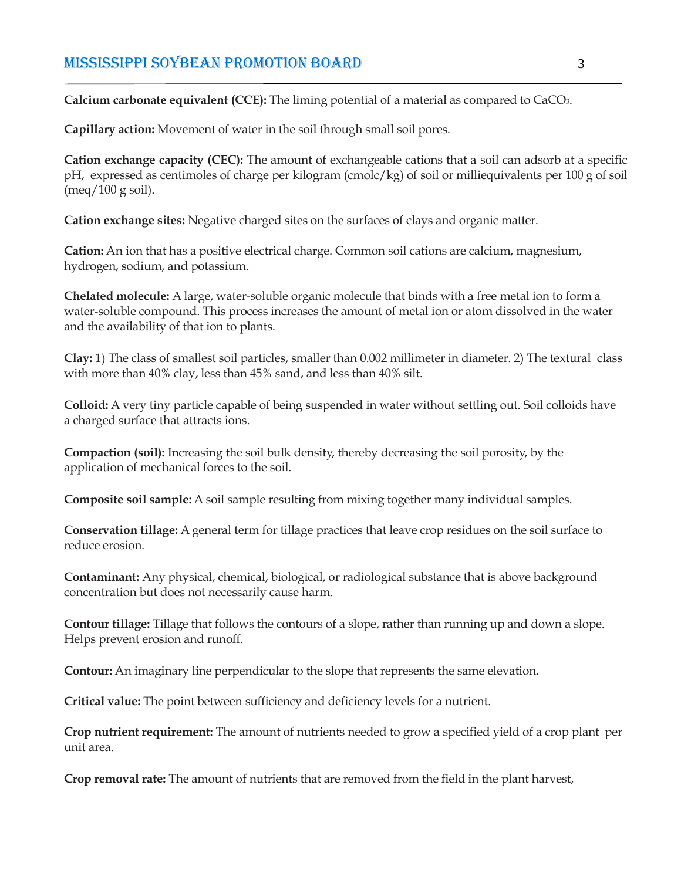**Calcium carbonate equivalent (CCE):** The liming potential of a material as compared to $CaCO_3$.

**Capillary action:** Movement of water in the soil through small soil pores.

**Cation exchange capacity (CEC):** The amount of exchangeable cations that a soil can adsorb at a specific pH, expressed as centimoles of charge per kilogram (cmolc/kg) of soil or milliequivalents per 100 g of soil (meq/100 g soil).

**Cation exchange sites:** Negative charged sites on the surfaces of clays and organic matter.

**Cation:** An ion that has a positive electrical charge. Common soil cations are calcium, magnesium, hydrogen, sodium, and potassium.

**Chelated molecule:** A large, water-soluble organic molecule that binds with a free metal ion to form a water-soluble compound. This process increases the amount of metal ion or atom dissolved in the water and the availability of that ion to plants.

**Clay:** 1) The class of smallest soil particles, smaller than 0.002 millimeter in diameter. 2) The textural class with more than 40% clay, less than 45% sand, and less than 40% silt.

**Colloid:** A very tiny particle capable of being suspended in water without settling out. Soil colloids have a charged surface that attracts ions.

**Compaction (soil):** Increasing the soil bulk density, thereby decreasing the soil porosity, by the application of mechanical forces to the soil.

**Composite soil sample:** A soil sample resulting from mixing together many individual samples.

**Conservation tillage:** A general term for tillage practices that leave crop residues on the soil surface to reduce erosion.

**Contaminant:** Any physical, chemical, biological, or radiological substance that is above background concentration but does not necessarily cause harm.

**Contour tillage:** Tillage that follows the contours of a slope, rather than running up and down a slope. Helps prevent erosion and runoff.

**Contour:** An imaginary line perpendicular to the slope that represents the same elevation.

**Critical value:** The point between sufficiency and deficiency levels for a nutrient.

**Crop nutrient requirement:** The amount of nutrients needed to grow a specified yield of a crop plant per unit area.

**Crop removal rate:** The amount of nutrients that are removed from the field in the plant harvest,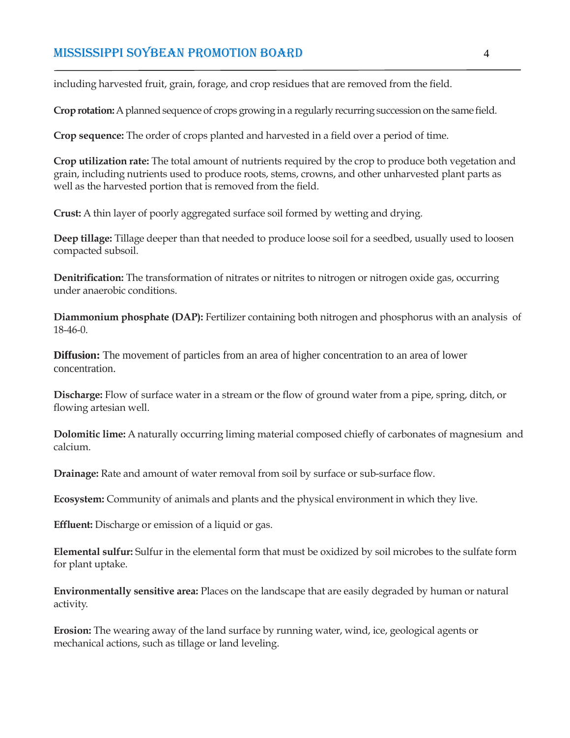including harvested fruit, grain, forage, and crop residues that are removed from the field.

**Crop rotation:** A planned sequence of crops growing in a regularly recurring succession on the same field.

**Crop sequence:** The order of crops planted and harvested in a field over a period of time.

**Crop utilization rate:** The total amount of nutrients required by the crop to produce both vegetation and grain, including nutrients used to produce roots, stems, crowns, and other unharvested plant parts as well as the harvested portion that is removed from the field.

**Crust:** A thin layer of poorly aggregated surface soil formed by wetting and drying.

**Deep tillage:** Tillage deeper than that needed to produce loose soil for a seedbed, usually used to loosen compacted subsoil.

**Denitrification:** The transformation of nitrates or nitrites to nitrogen or nitrogen oxide gas, occurring under anaerobic conditions.

**Diammonium phosphate (DAP):** Fertilizer containing both nitrogen and phosphorus with an analysis of 18-46-0.

**Diffusion:** The movement of particles from an area of higher concentration to an area of lower concentration.

**Discharge:** Flow of surface water in a stream or the flow of ground water from a pipe, spring, ditch, or flowing artesian well.

**Dolomitic lime:** A naturally occurring liming material composed chiefly of carbonates of magnesium and calcium.

**Drainage:** Rate and amount of water removal from soil by surface or sub-surface flow.

**Ecosystem:** Community of animals and plants and the physical environment in which they live.

**Effluent:** Discharge or emission of a liquid or gas.

**Elemental sulfur:** Sulfur in the elemental form that must be oxidized by soil microbes to the sulfate form for plant uptake.

**Environmentally sensitive area:** Places on the landscape that are easily degraded by human or natural activity.

**Erosion:** The wearing away of the land surface by running water, wind, ice, geological agents or mechanical actions, such as tillage or land leveling.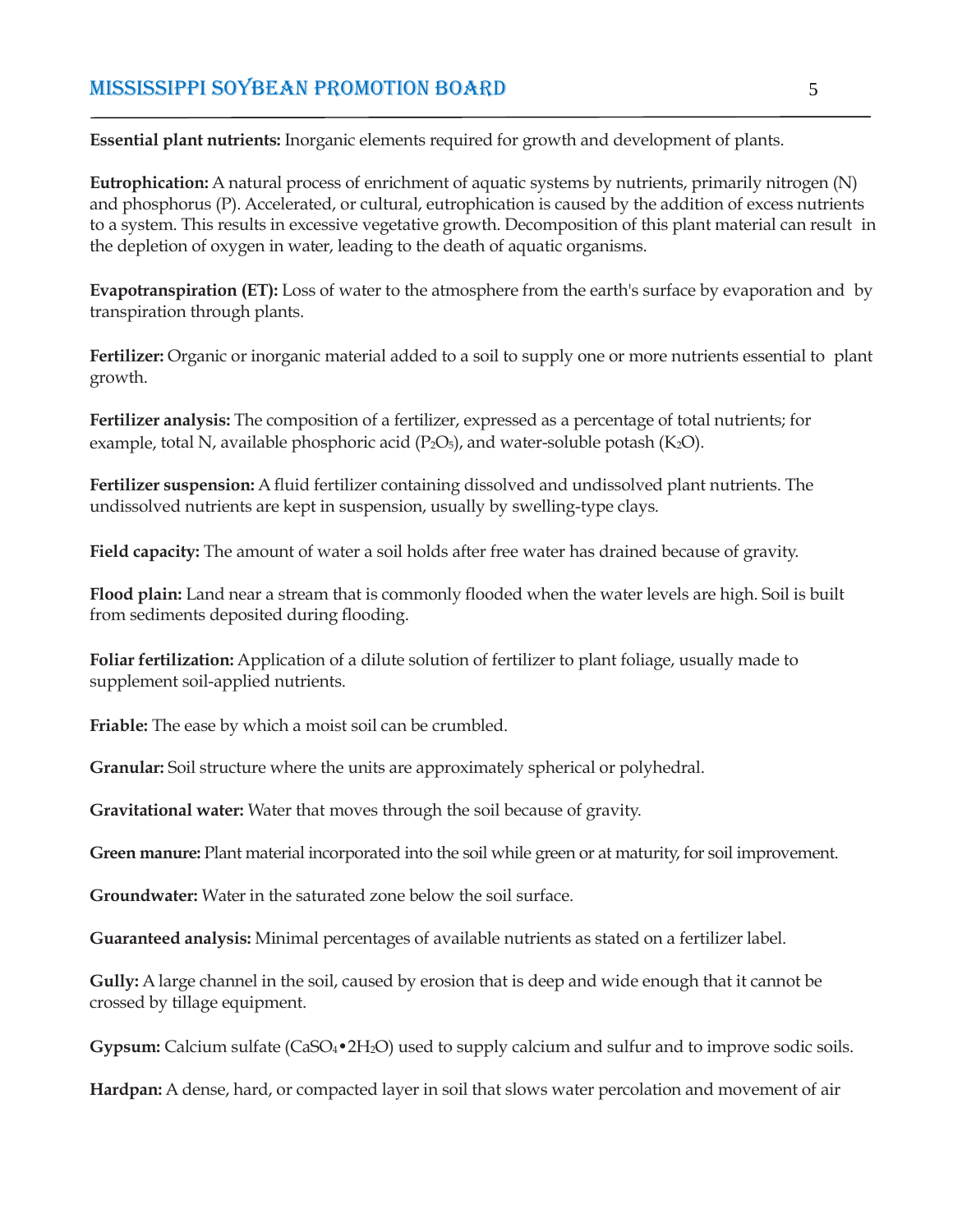**Essential plant nutrients:** Inorganic elements required for growth and development of plants.

**Eutrophication:** A natural process of enrichment of aquatic systems by nutrients, primarily nitrogen (N) and phosphorus (P). Accelerated, or cultural, eutrophication is caused by the addition of excess nutrients to a system. This results in excessive vegetative growth. Decomposition of this plant material can result in the depletion of oxygen in water, leading to the death of aquatic organisms.

**Evapotranspiration (ET):** Loss of water to the atmosphere from the earth's surface by evaporation and by transpiration through plants.

**Fertilizer:** Organic or inorganic material added to a soil to supply one or more nutrients essential to plant growth.

**Fertilizer analysis:** The composition of a fertilizer, expressed as a percentage of total nutrients; for example, total N, available phosphoric acid ($P_2O_5$), and water-soluble potash ($K_2O$).

**Fertilizer suspension:** A fluid fertilizer containing dissolved and undissolved plant nutrients. The undissolved nutrients are kept in suspension, usually by swelling-type clays.

**Field capacity:** The amount of water a soil holds after free water has drained because of gravity.

**Flood plain:** Land near a stream that is commonly flooded when the water levels are high. Soil is built from sediments deposited during flooding.

**Foliar fertilization:** Application of a dilute solution of fertilizer to plant foliage, usually made to supplement soil-applied nutrients.

**Friable:** The ease by which a moist soil can be crumbled.

**Granular:** Soil structure where the units are approximately spherical or polyhedral.

**Gravitational water:** Water that moves through the soil because of gravity.

**Green manure:** Plant material incorporated into the soil while green or at maturity, for soil improvement.

**Groundwater:** Water in the saturated zone below the soil surface.

**Guaranteed analysis:** Minimal percentages of available nutrients as stated on a fertilizer label.

**Gully:** A large channel in the soil, caused by erosion that is deep and wide enough that it cannot be crossed by tillage equipment.

**Gypsum:** Calcium sulfate ($CaSO_4 \bullet 2H_2O$) used to supply calcium and sulfur and to improve sodic soils.

**Hardpan:** A dense, hard, or compacted layer in soil that slows water percolation and movement of air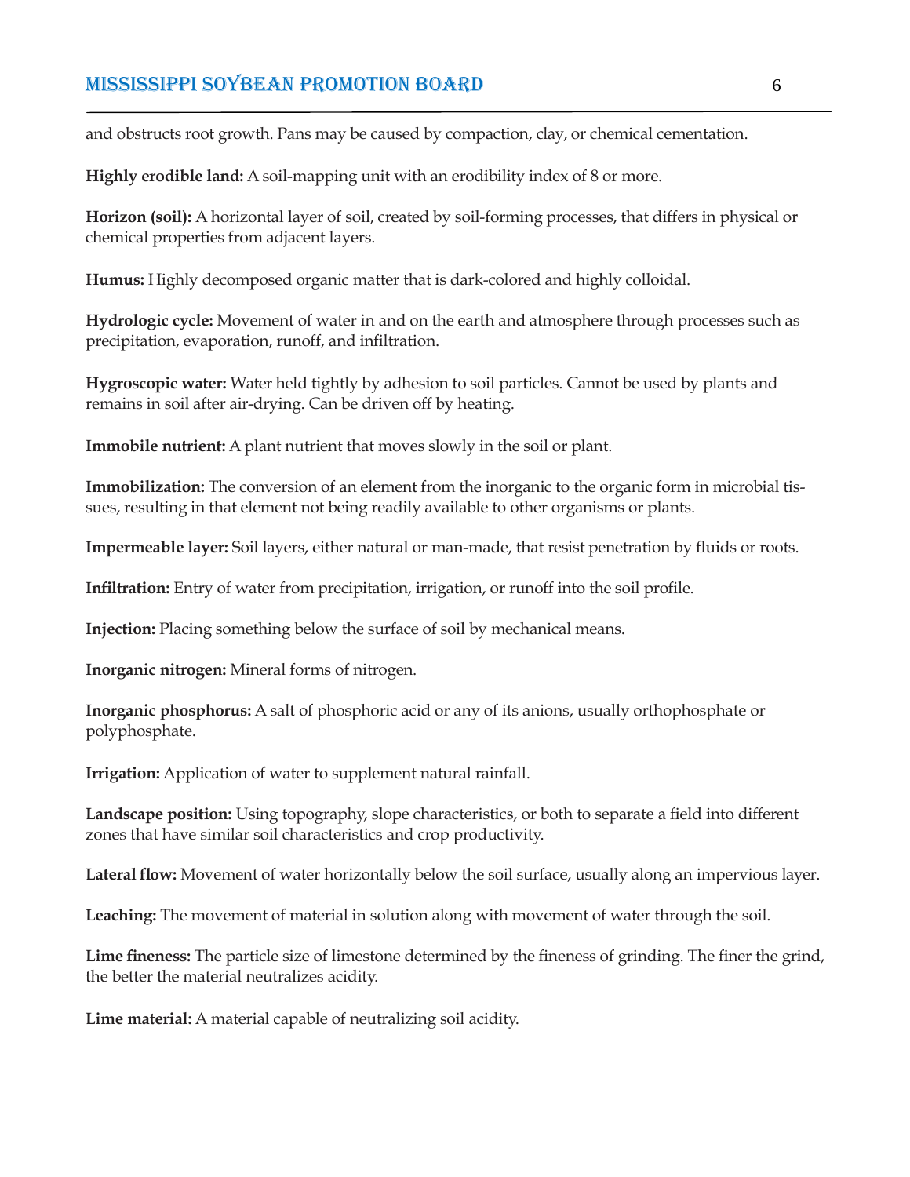and obstructs root growth. Pans may be caused by compaction, clay, or chemical cementation.

**Highly erodible land:** A soil-mapping unit with an erodibility index of 8 or more.

**Horizon (soil):** A horizontal layer of soil, created by soil-forming processes, that differs in physical or chemical properties from adjacent layers.

**Humus:** Highly decomposed organic matter that is dark-colored and highly colloidal.

**Hydrologic cycle:** Movement of water in and on the earth and atmosphere through processes such as precipitation, evaporation, runoff, and infiltration.

**Hygroscopic water:** Water held tightly by adhesion to soil particles. Cannot be used by plants and remains in soil after air-drying. Can be driven off by heating.

**Immobile nutrient:** A plant nutrient that moves slowly in the soil or plant.

**Immobilization:** The conversion of an element from the inorganic to the organic form in microbial tissues, resulting in that element not being readily available to other organisms or plants.

**Impermeable layer:** Soil layers, either natural or man-made, that resist penetration by fluids or roots.

**Infiltration:** Entry of water from precipitation, irrigation, or runoff into the soil profile.

**Injection:** Placing something below the surface of soil by mechanical means.

**Inorganic nitrogen:** Mineral forms of nitrogen.

**Inorganic phosphorus:** A salt of phosphoric acid or any of its anions, usually orthophosphate or polyphosphate.

**Irrigation:** Application of water to supplement natural rainfall.

**Landscape position:** Using topography, slope characteristics, or both to separate a field into different zones that have similar soil characteristics and crop productivity.

**Lateral flow:** Movement of water horizontally below the soil surface, usually along an impervious layer.

**Leaching:** The movement of material in solution along with movement of water through the soil.

**Lime fineness:** The particle size of limestone determined by the fineness of grinding. The finer the grind, the better the material neutralizes acidity.

**Lime material:** A material capable of neutralizing soil acidity.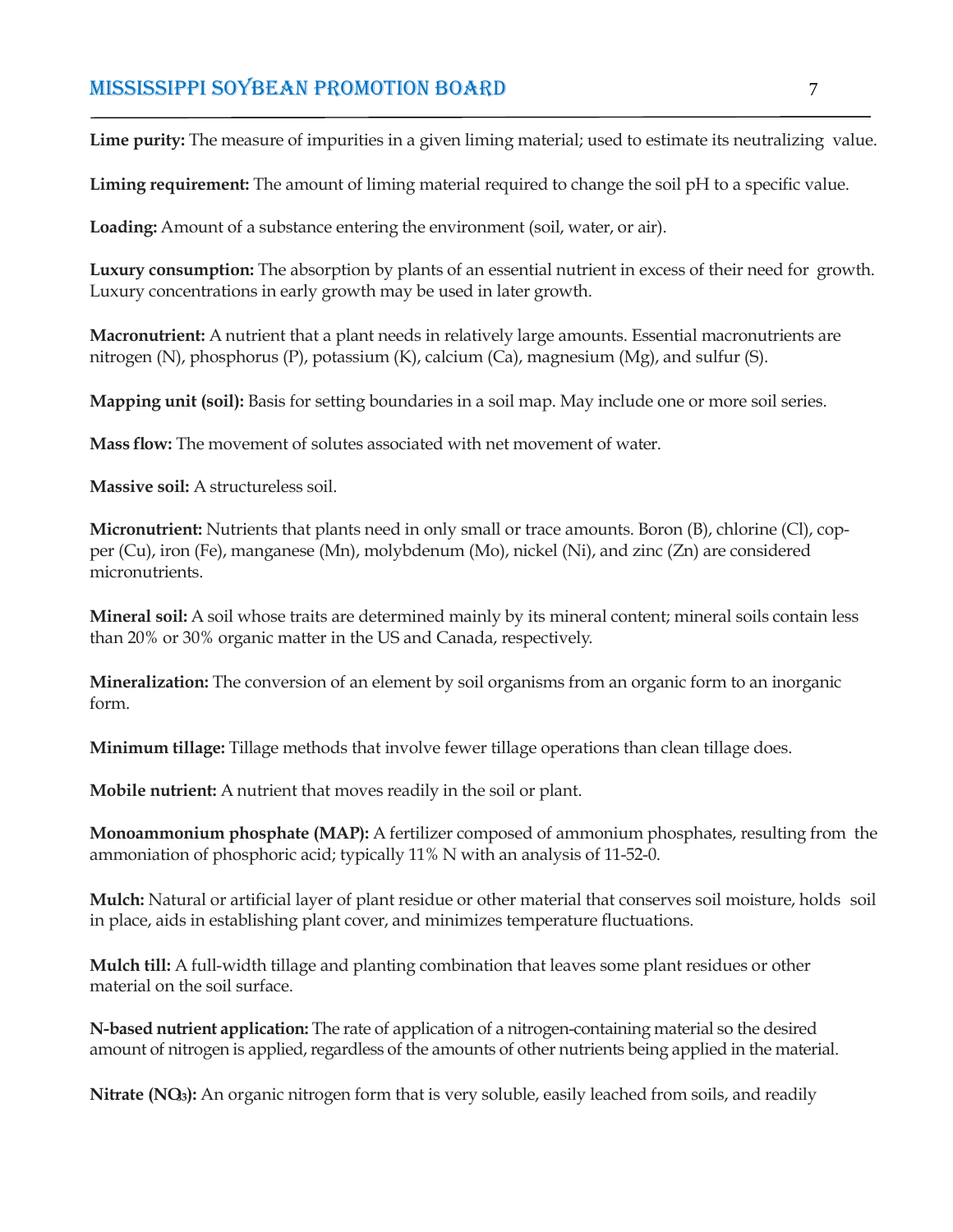**Lime purity:** The measure of impurities in a given liming material; used to estimate its neutralizing value.

**Liming requirement:** The amount of liming material required to change the soil pH to a specific value.

**Loading:** Amount of a substance entering the environment (soil, water, or air).

**Luxury consumption:** The absorption by plants of an essential nutrient in excess of their need for growth. Luxury concentrations in early growth may be used in later growth.

**Macronutrient:** A nutrient that a plant needs in relatively large amounts. Essential macronutrients are nitrogen (N), phosphorus (P), potassium (K), calcium (Ca), magnesium (Mg), and sulfur (S).

**Mapping unit (soil):** Basis for setting boundaries in a soil map. May include one or more soil series.

**Mass flow:** The movement of solutes associated with net movement of water.

**Massive soil:** A structureless soil.

**Micronutrient:** Nutrients that plants need in only small or trace amounts. Boron (B), chlorine (Cl), copper (Cu), iron (Fe), manganese (Mn), molybdenum (Mo), nickel (Ni), and zinc (Zn) are considered micronutrients.

**Mineral soil:** A soil whose traits are determined mainly by its mineral content; mineral soils contain less than 20% or 30% organic matter in the US and Canada, respectively.

**Mineralization:** The conversion of an element by soil organisms from an organic form to an inorganic form.

**Minimum tillage:** Tillage methods that involve fewer tillage operations than clean tillage does.

**Mobile nutrient:** A nutrient that moves readily in the soil or plant.

**Monoammonium phosphate (MAP):** A fertilizer composed of ammonium phosphates, resulting from the ammoniation of phosphoric acid; typically 11% N with an analysis of 11-52-0.

**Mulch:** Natural or artificial layer of plant residue or other material that conserves soil moisture, holds soil in place, aids in establishing plant cover, and minimizes temperature fluctuations.

**Mulch till:** A full-width tillage and planting combination that leaves some plant residues or other material on the soil surface.

**N-based nutrient application:** The rate of application of a nitrogen-containing material so the desired amount of nitrogen is applied, regardless of the amounts of other nutrients being applied in the material.

**Nitrate ($NO_3$):** An organic nitrogen form that is very soluble, easily leached from soils, and readily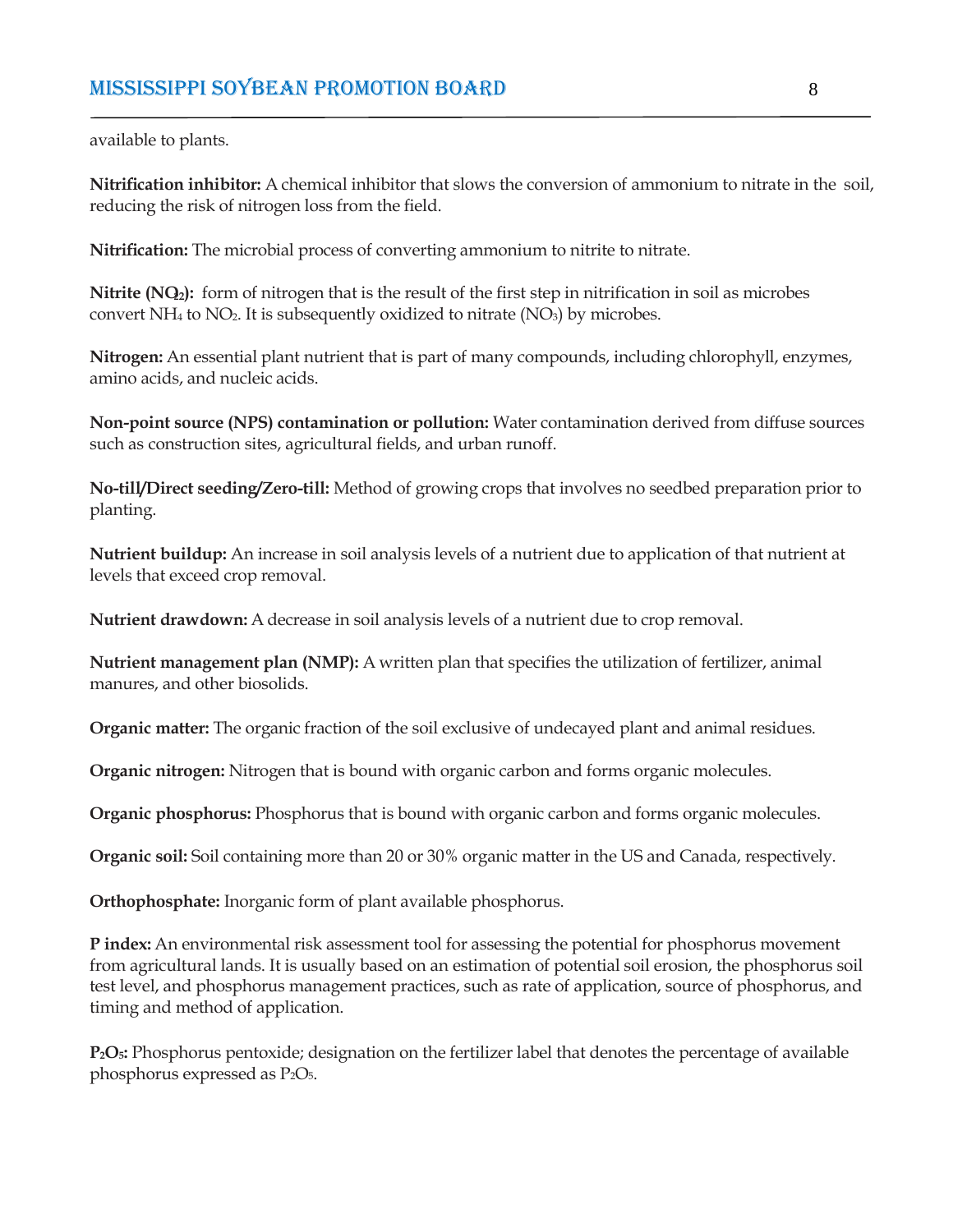available to plants.

**Nitrification inhibitor:** A chemical inhibitor that slows the conversion of ammonium to nitrate in the soil, reducing the risk of nitrogen loss from the field.

**Nitrification:** The microbial process of converting ammonium to nitrite to nitrate.

**Nitrite ($NO_2$):** form of nitrogen that is the result of the first step in nitrification in soil as microbes convert $NH_4$ to $NO_2$. It is subsequently oxidized to nitrate ($NO_3$) by microbes.

**Nitrogen:** An essential plant nutrient that is part of many compounds, including chlorophyll, enzymes, amino acids, and nucleic acids.

**Non-point source (NPS) contamination or pollution:** Water contamination derived from diffuse sources such as construction sites, agricultural fields, and urban runoff.

**No-till/Direct seeding/Zero-till:** Method of growing crops that involves no seedbed preparation prior to planting.

**Nutrient buildup:** An increase in soil analysis levels of a nutrient due to application of that nutrient at levels that exceed crop removal.

**Nutrient drawdown:** A decrease in soil analysis levels of a nutrient due to crop removal.

**Nutrient management plan (NMP):** A written plan that specifies the utilization of fertilizer, animal manures, and other biosolids.

**Organic matter:** The organic fraction of the soil exclusive of undecayed plant and animal residues.

**Organic nitrogen:** Nitrogen that is bound with organic carbon and forms organic molecules.

**Organic phosphorus:** Phosphorus that is bound with organic carbon and forms organic molecules.

**Organic soil:** Soil containing more than 20 or 30% organic matter in the US and Canada, respectively.

**Orthophosphate:** Inorganic form of plant available phosphorus.

**P index:** An environmental risk assessment tool for assessing the potential for phosphorus movement from agricultural lands. It is usually based on an estimation of potential soil erosion, the phosphorus soil test level, and phosphorus management practices, such as rate of application, source of phosphorus, and timing and method of application.

**$P_2O_5$:** Phosphorus pentoxide; designation on the fertilizer label that denotes the percentage of available phosphorus expressed as $P_2O_5$.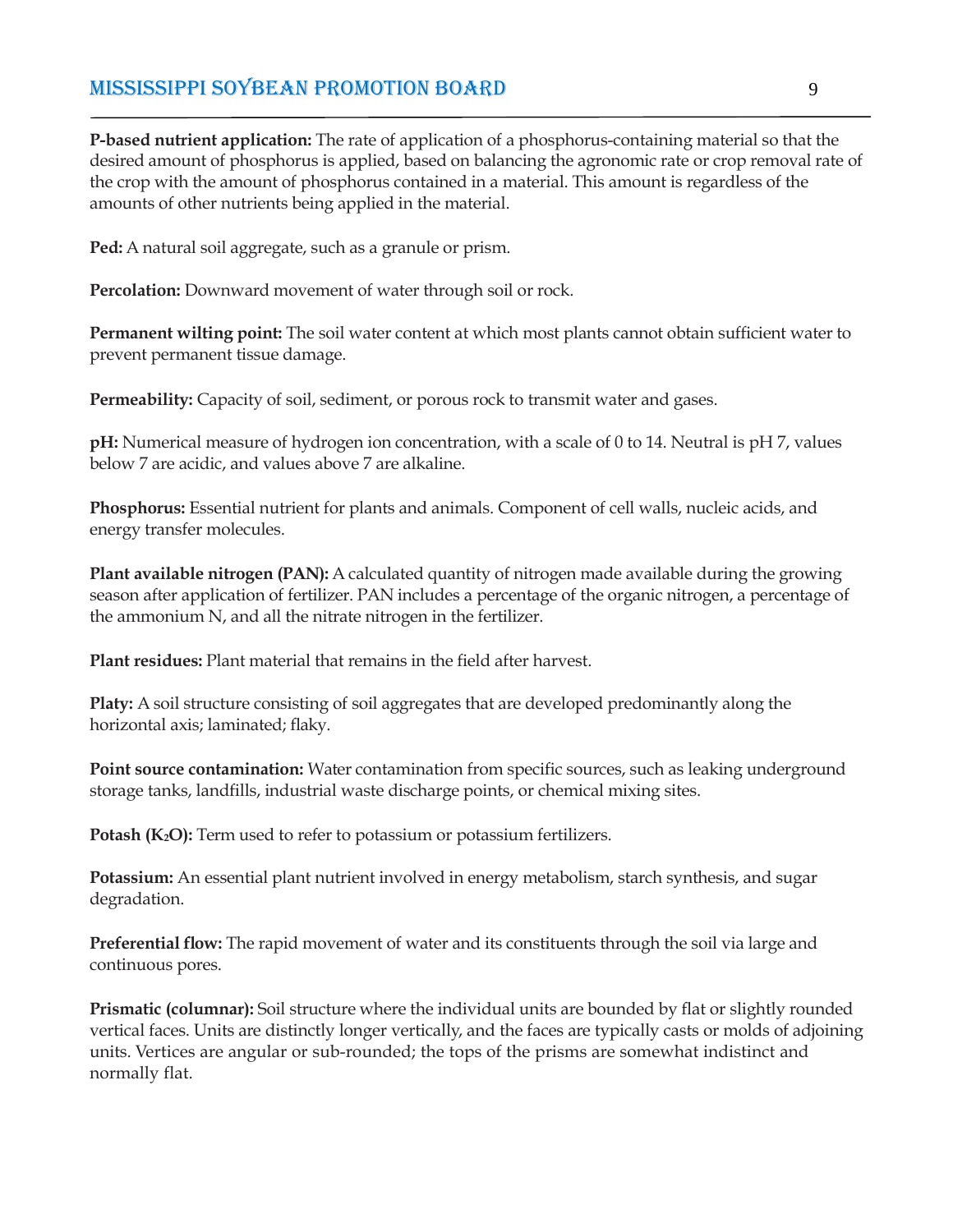**P-based nutrient application:** The rate of application of a phosphorus-containing material so that the desired amount of phosphorus is applied, based on balancing the agronomic rate or crop removal rate of the crop with the amount of phosphorus contained in a material. This amount is regardless of the amounts of other nutrients being applied in the material.

**Ped:** A natural soil aggregate, such as a granule or prism.

**Percolation:** Downward movement of water through soil or rock.

**Permanent wilting point:** The soil water content at which most plants cannot obtain sufficient water to prevent permanent tissue damage.

**Permeability:** Capacity of soil, sediment, or porous rock to transmit water and gases.

**pH:** Numerical measure of hydrogen ion concentration, with a scale of 0 to 14. Neutral is pH 7, values below 7 are acidic, and values above 7 are alkaline.

**Phosphorus:** Essential nutrient for plants and animals. Component of cell walls, nucleic acids, and energy transfer molecules.

**Plant available nitrogen (PAN):** A calculated quantity of nitrogen made available during the growing season after application of fertilizer. PAN includes a percentage of the organic nitrogen, a percentage of the ammonium N, and all the nitrate nitrogen in the fertilizer.

**Plant residues:** Plant material that remains in the field after harvest.

**Platy:** A soil structure consisting of soil aggregates that are developed predominantly along the horizontal axis; laminated; flaky.

**Point source contamination:** Water contamination from specific sources, such as leaking underground storage tanks, landfills, industrial waste discharge points, or chemical mixing sites.

**Potash ($K_2O$):** Term used to refer to potassium or potassium fertilizers.

**Potassium:** An essential plant nutrient involved in energy metabolism, starch synthesis, and sugar degradation.

**Preferential flow:** The rapid movement of water and its constituents through the soil via large and continuous pores.

**Prismatic (columnar):** Soil structure where the individual units are bounded by flat or slightly rounded vertical faces. Units are distinctly longer vertically, and the faces are typically casts or molds of adjoining units. Vertices are angular or sub-rounded; the tops of the prisms are somewhat indistinct and normally flat.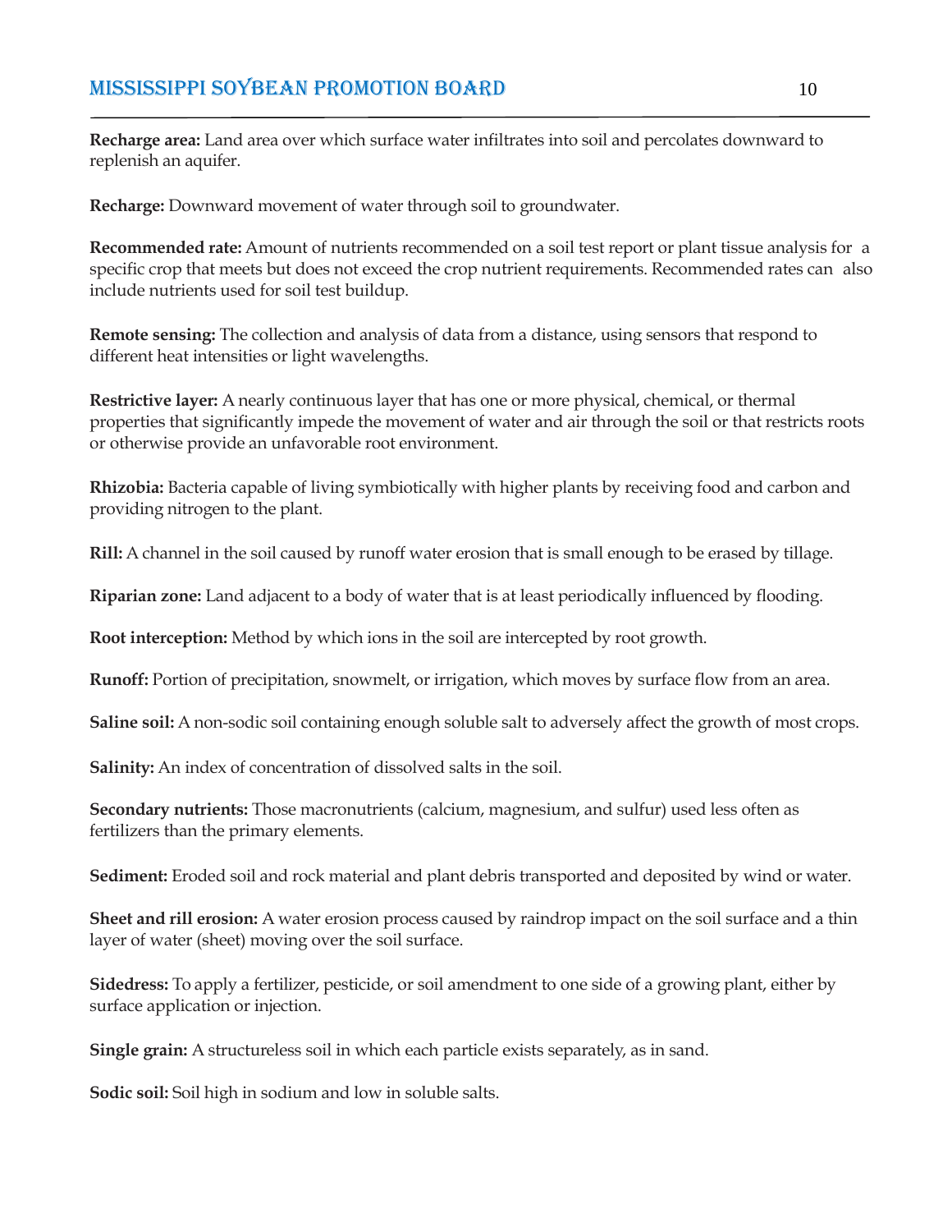**Recharge area:** Land area over which surface water infiltrates into soil and percolates downward to replenish an aquifer.

**Recharge:** Downward movement of water through soil to groundwater.

**Recommended rate:** Amount of nutrients recommended on a soil test report or plant tissue analysis for a specific crop that meets but does not exceed the crop nutrient requirements. Recommended rates can also include nutrients used for soil test buildup.

**Remote sensing:** The collection and analysis of data from a distance, using sensors that respond to different heat intensities or light wavelengths.

**Restrictive layer:** A nearly continuous layer that has one or more physical, chemical, or thermal properties that significantly impede the movement of water and air through the soil or that restricts roots or otherwise provide an unfavorable root environment.

**Rhizobia:** Bacteria capable of living symbiotically with higher plants by receiving food and carbon and providing nitrogen to the plant.

**Rill:** A channel in the soil caused by runoff water erosion that is small enough to be erased by tillage.

**Riparian zone:** Land adjacent to a body of water that is at least periodically influenced by flooding.

**Root interception:** Method by which ions in the soil are intercepted by root growth.

**Runoff:** Portion of precipitation, snowmelt, or irrigation, which moves by surface flow from an area.

**Saline soil:** A non-sodic soil containing enough soluble salt to adversely affect the growth of most crops.

**Salinity:** An index of concentration of dissolved salts in the soil.

**Secondary nutrients:** Those macronutrients (calcium, magnesium, and sulfur) used less often as fertilizers than the primary elements.

**Sediment:** Eroded soil and rock material and plant debris transported and deposited by wind or water.

**Sheet and rill erosion:** A water erosion process caused by raindrop impact on the soil surface and a thin layer of water (sheet) moving over the soil surface.

**Sidedress:** To apply a fertilizer, pesticide, or soil amendment to one side of a growing plant, either by surface application or injection.

**Single grain:** A structureless soil in which each particle exists separately, as in sand.

**Sodic soil:** Soil high in sodium and low in soluble salts.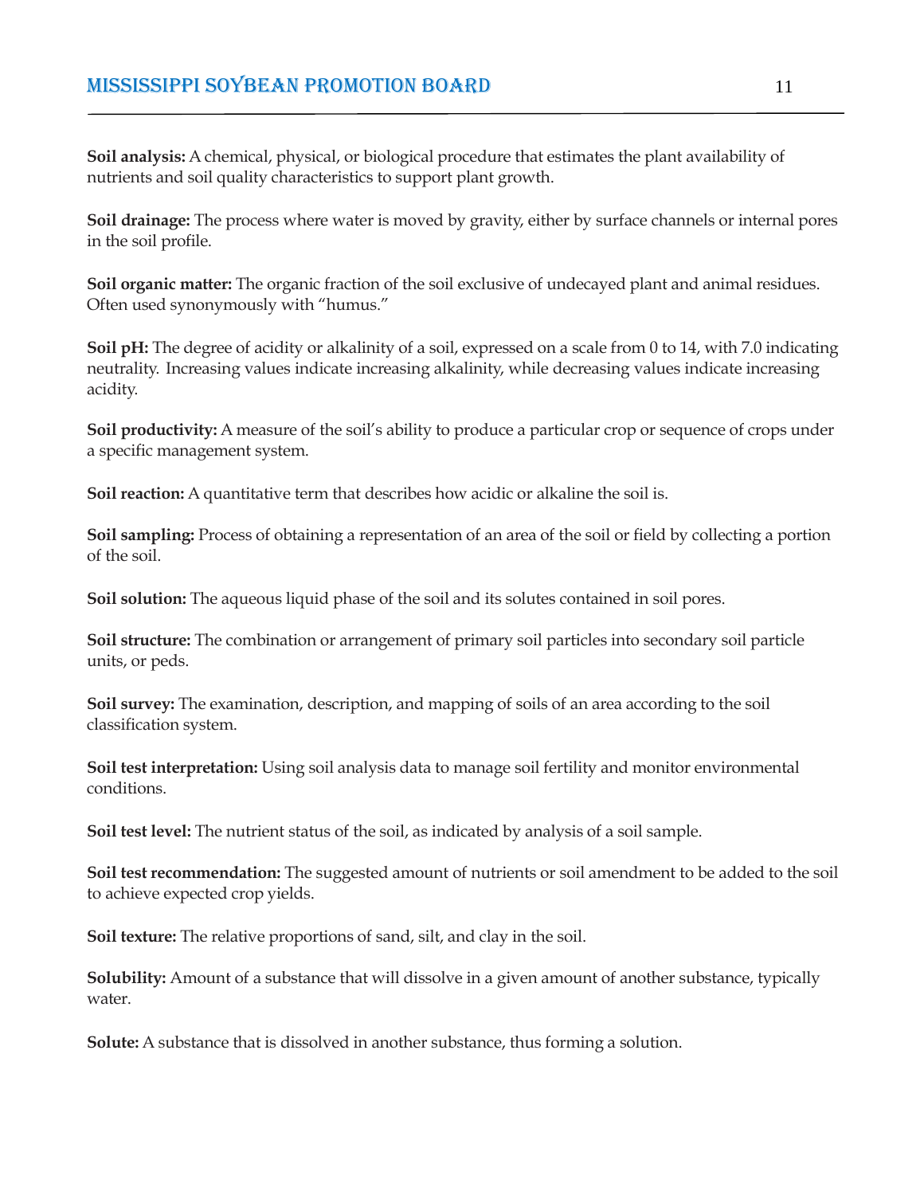**Soil analysis:** A chemical, physical, or biological procedure that estimates the plant availability of nutrients and soil quality characteristics to support plant growth.

**Soil drainage:** The process where water is moved by gravity, either by surface channels or internal pores in the soil profile.

**Soil organic matter:** The organic fraction of the soil exclusive of undecayed plant and animal residues. Often used synonymously with "humus."

**Soil pH:** The degree of acidity or alkalinity of a soil, expressed on a scale from 0 to 14, with 7.0 indicating neutrality. Increasing values indicate increasing alkalinity, while decreasing values indicate increasing acidity.

**Soil productivity:** A measure of the soil's ability to produce a particular crop or sequence of crops under a specific management system.

**Soil reaction:** A quantitative term that describes how acidic or alkaline the soil is.

**Soil sampling:** Process of obtaining a representation of an area of the soil or field by collecting a portion of the soil.

**Soil solution:** The aqueous liquid phase of the soil and its solutes contained in soil pores.

**Soil structure:** The combination or arrangement of primary soil particles into secondary soil particle units, or peds.

**Soil survey:** The examination, description, and mapping of soils of an area according to the soil classification system.

**Soil test interpretation:** Using soil analysis data to manage soil fertility and monitor environmental conditions.

**Soil test level:** The nutrient status of the soil, as indicated by analysis of a soil sample.

**Soil test recommendation:** The suggested amount of nutrients or soil amendment to be added to the soil to achieve expected crop yields.

**Soil texture:** The relative proportions of sand, silt, and clay in the soil.

**Solubility:** Amount of a substance that will dissolve in a given amount of another substance, typically water.

**Solute:** A substance that is dissolved in another substance, thus forming a solution.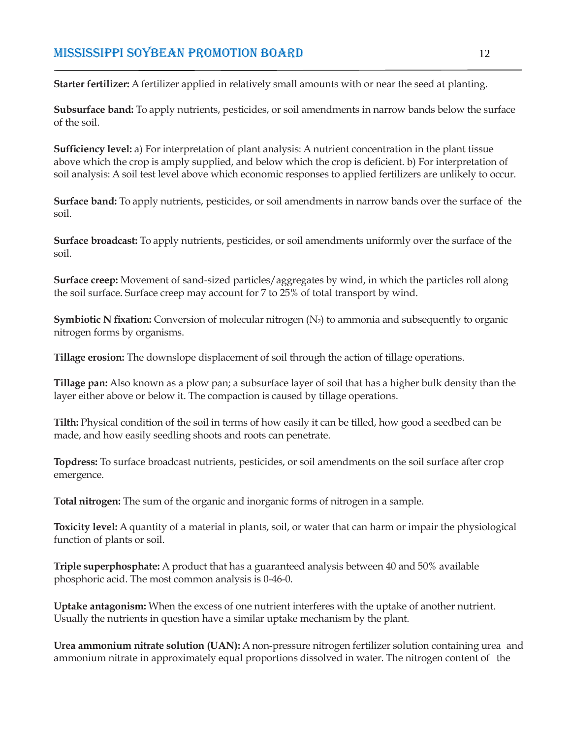**Starter fertilizer:** A fertilizer applied in relatively small amounts with or near the seed at planting.

**Subsurface band:** To apply nutrients, pesticides, or soil amendments in narrow bands below the surface of the soil.

**Sufficiency level:** a) For interpretation of plant analysis: A nutrient concentration in the plant tissue above which the crop is amply supplied, and below which the crop is deficient. b) For interpretation of soil analysis: A soil test level above which economic responses to applied fertilizers are unlikely to occur.

**Surface band:** To apply nutrients, pesticides, or soil amendments in narrow bands over the surface of the soil.

**Surface broadcast:** To apply nutrients, pesticides, or soil amendments uniformly over the surface of the soil.

**Surface creep:** Movement of sand-sized particles/aggregates by wind, in which the particles roll along the soil surface. Surface creep may account for 7 to 25% of total transport by wind.

**Symbiotic N fixation:** Conversion of molecular nitrogen ($N_2$) to ammonia and subsequently to organic nitrogen forms by organisms.

**Tillage erosion:** The downslope displacement of soil through the action of tillage operations.

**Tillage pan:** Also known as a plow pan; a subsurface layer of soil that has a higher bulk density than the layer either above or below it. The compaction is caused by tillage operations.

**Tilth:** Physical condition of the soil in terms of how easily it can be tilled, how good a seedbed can be made, and how easily seedling shoots and roots can penetrate.

**Topdress:** To surface broadcast nutrients, pesticides, or soil amendments on the soil surface after crop emergence.

**Total nitrogen:** The sum of the organic and inorganic forms of nitrogen in a sample.

**Toxicity level:** A quantity of a material in plants, soil, or water that can harm or impair the physiological function of plants or soil.

**Triple superphosphate:** A product that has a guaranteed analysis between 40 and 50% available phosphoric acid. The most common analysis is 0-46-0.

**Uptake antagonism:** When the excess of one nutrient interferes with the uptake of another nutrient. Usually the nutrients in question have a similar uptake mechanism by the plant.

**Urea ammonium nitrate solution (UAN):** A non-pressure nitrogen fertilizer solution containing urea and ammonium nitrate in approximately equal proportions dissolved in water. The nitrogen content of the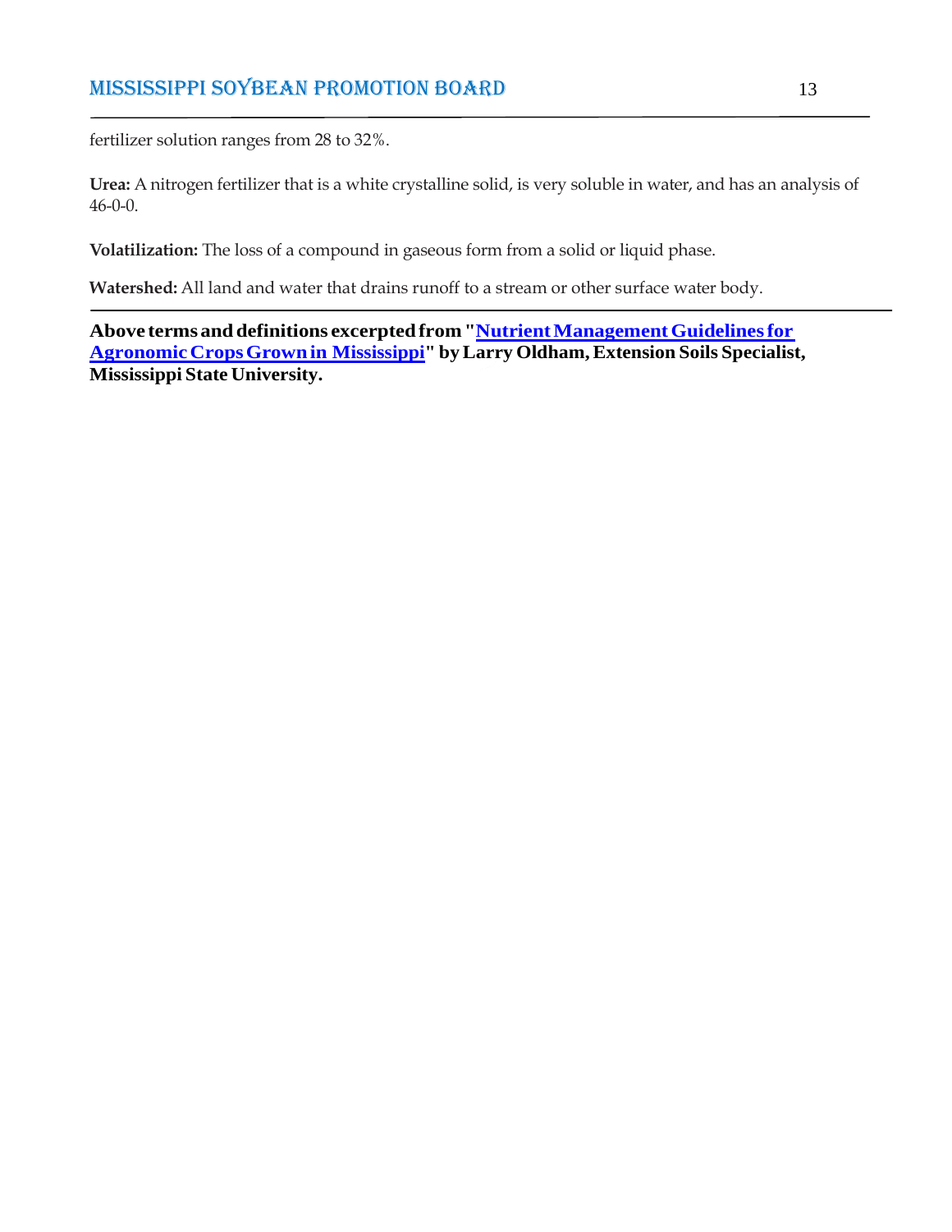fertilizer solution ranges from 28 to 32%.

**Urea:** A nitrogen fertilizer that is a white crystalline solid, is very soluble in water, and has an analysis of 46-0-0.

**Volatilization:** The loss of a compound in gaseous form from a solid or liquid phase.

**Watershed:** All land and water that drains runoff to a stream or other surface water body.

---

**Above terms and definitions excerpted from "Nutrient Management Guidelines for Agronomic Crops Grown in Mississippi" by Larry Oldham, Extension Soils Specialist, Mississippi State University.**